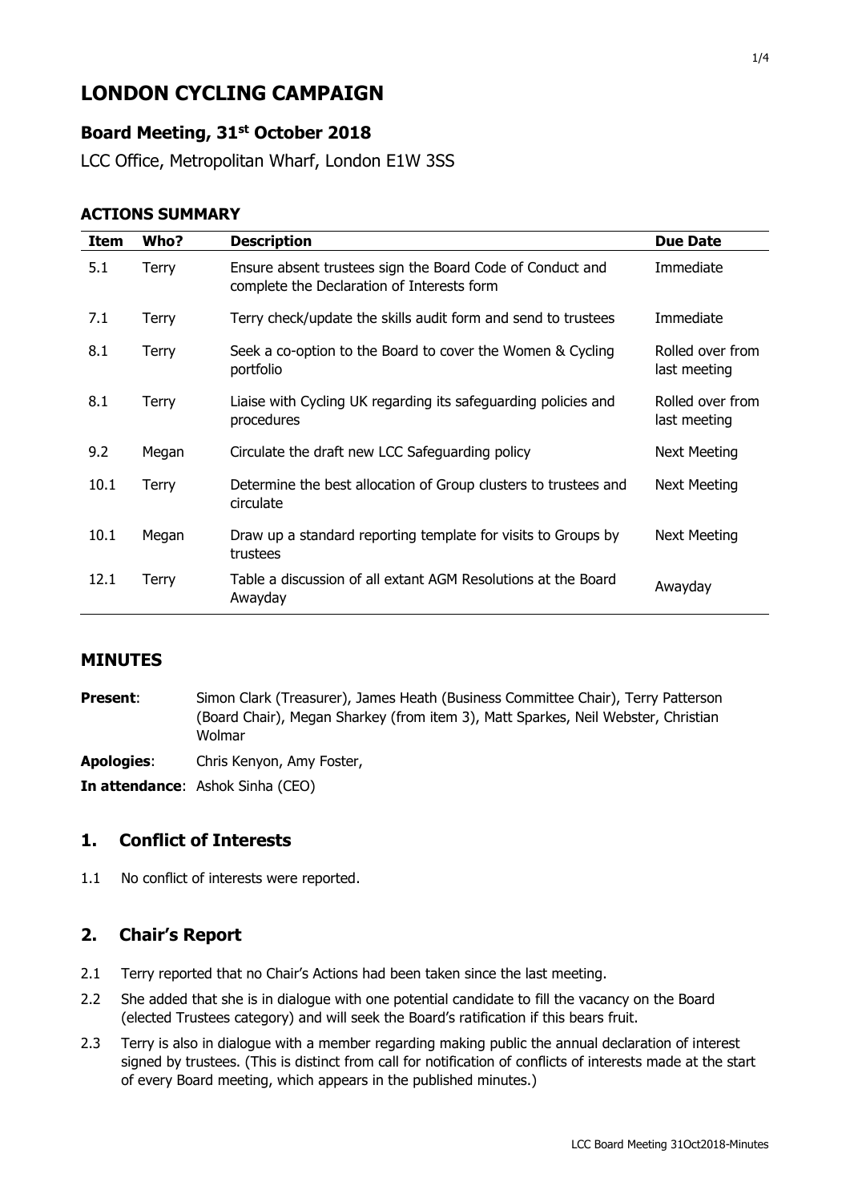# LONDON CYCLING CAMPAIGN

## Board Meeting, 31st October 2018

LCC Office, Metropolitan Wharf, London E1W 3SS

### ACTIONS SUMMARY

| Item | Who? | Description | Due Date |
|---|---|---|---|
| 5.1 | Terry | Ensure absent trustees sign the Board Code of Conduct and complete the Declaration of Interests form | Immediate |
| 7.1 | Terry | Terry check/update the skills audit form and send to trustees | Immediate |
| 8.1 | Terry | Seek a co-option to the Board to cover the Women & Cycling portfolio | Rolled over from last meeting |
| 8.1 | Terry | Liaise with Cycling UK regarding its safeguarding policies and procedures | Rolled over from last meeting |
| 9.2 | Megan | Circulate the draft new LCC Safeguarding policy | Next Meeting |
| 10.1 | Terry | Determine the best allocation of Group clusters to trustees and circulate | Next Meeting |
| 10.1 | Megan | Draw up a standard reporting template for visits to Groups by trustees | Next Meeting |
| 12.1 | Terry | Table a discussion of all extant AGM Resolutions at the Board Awayday | Awayday |

## MINUTES

**Present**: Simon Clark (Treasurer), James Heath (Business Committee Chair), Terry Patterson (Board Chair), Megan Sharkey (from item 3), Matt Sparkes, Neil Webster, Christian Wolmar

**Apologies**: Chris Kenyon, Amy Foster,

**In attendance**: Ashok Sinha (CEO)

## 1. Conflict of Interests

1.1 No conflict of interests were reported.

## 2. Chair's Report

2.1 Terry reported that no Chair's Actions had been taken since the last meeting.

2.2 She added that she is in dialogue with one potential candidate to fill the vacancy on the Board (elected Trustees category) and will seek the Board's ratification if this bears fruit.

2.3 Terry is also in dialogue with a member regarding making public the annual declaration of interest signed by trustees. (This is distinct from call for notification of conflicts of interests made at the start of every Board meeting, which appears in the published minutes.)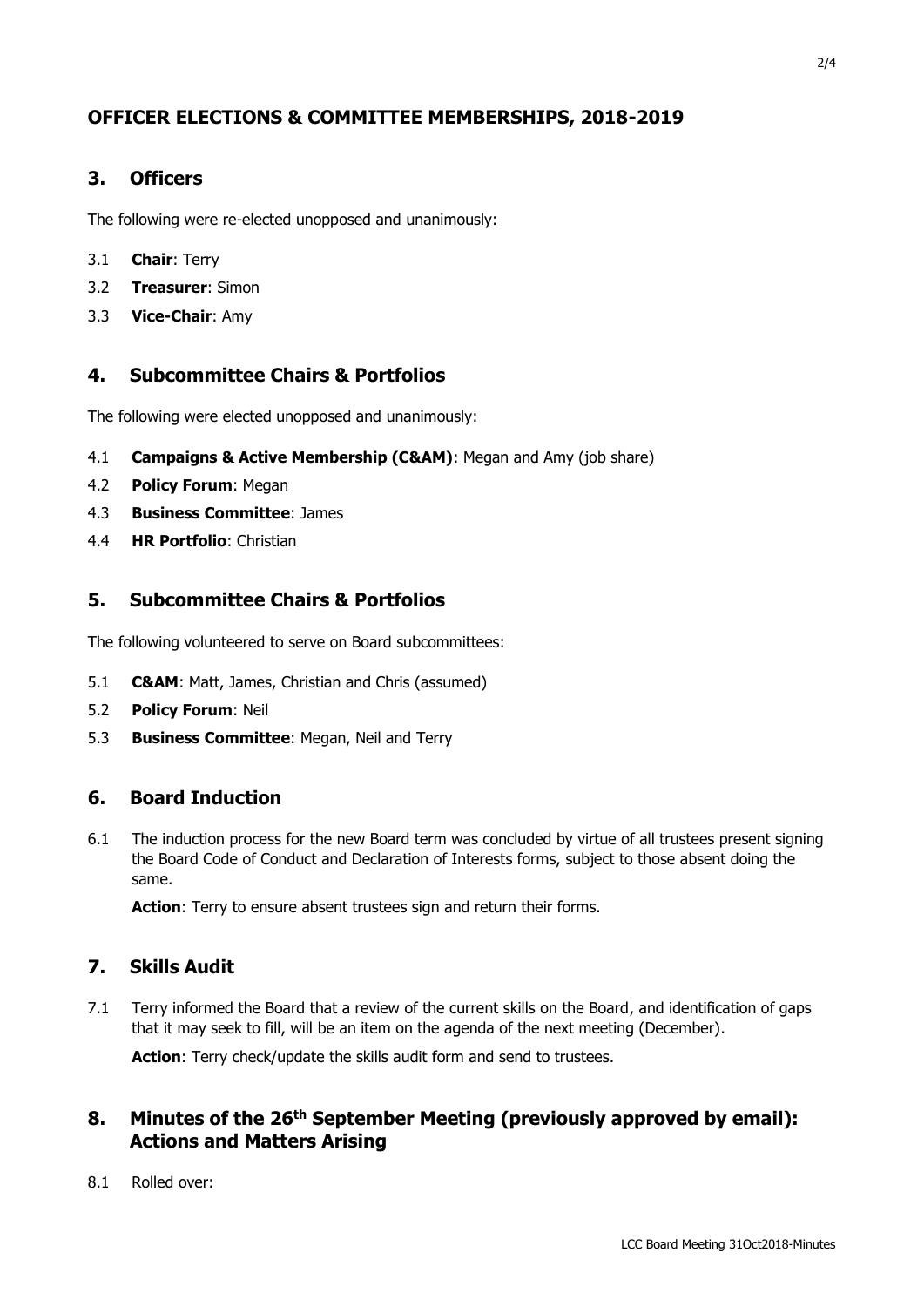## OFFICER ELECTIONS & COMMITTEE MEMBERSHIPS, 2018-2019

### 3. Officers

The following were re-elected unopposed and unanimously:

3.1 **Chair**: Terry

3.2 **Treasurer**: Simon

3.3 **Vice-Chair**: Amy

### 4. Subcommittee Chairs & Portfolios

The following were elected unopposed and unanimously:

4.1 **Campaigns & Active Membership (C&AM)**: Megan and Amy (job share)

4.2 **Policy Forum**: Megan

4.3 **Business Committee**: James

4.4 **HR Portfolio**: Christian

### 5. Subcommittee Chairs & Portfolios

The following volunteered to serve on Board subcommittees:

5.1 **C&AM**: Matt, James, Christian and Chris (assumed)

5.2 **Policy Forum**: Neil

5.3 **Business Committee**: Megan, Neil and Terry

### 6. Board Induction

6.1 The induction process for the new Board term was concluded by virtue of all trustees present signing the Board Code of Conduct and Declaration of Interests forms, subject to those absent doing the same.

**Action**: Terry to ensure absent trustees sign and return their forms.

### 7. Skills Audit

7.1 Terry informed the Board that a review of the current skills on the Board, and identification of gaps that it may seek to fill, will be an item on the agenda of the next meeting (December).

**Action**: Terry check/update the skills audit form and send to trustees.

### 8. Minutes of the 26th September Meeting (previously approved by email): Actions and Matters Arising

8.1 Rolled over: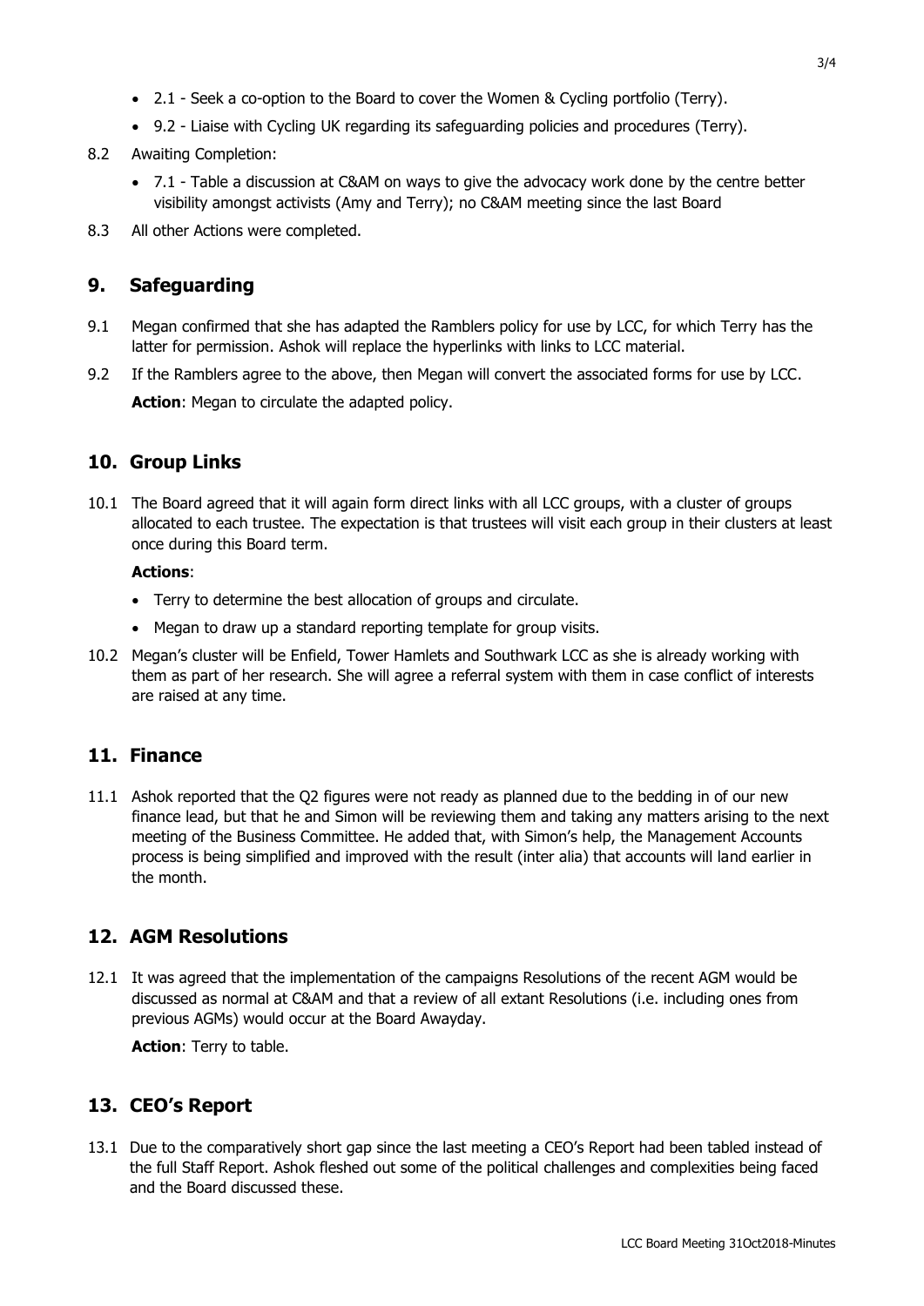- 2.1 - Seek a co-option to the Board to cover the Women & Cycling portfolio (Terry).
- 9.2 - Liaise with Cycling UK regarding its safeguarding policies and procedures (Terry).

8.2 Awaiting Completion:

- 7.1 - Table a discussion at C&AM on ways to give the advocacy work done by the centre better visibility amongst activists (Amy and Terry); no C&AM meeting since the last Board

8.3 All other Actions were completed.

## 9. Safeguarding

9.1 Megan confirmed that she has adapted the Ramblers policy for use by LCC, for which Terry has the latter for permission. Ashok will replace the hyperlinks with links to LCC material.

9.2 If the Ramblers agree to the above, then Megan will convert the associated forms for use by LCC.

**Action**: Megan to circulate the adapted policy.

## 10. Group Links

10.1 The Board agreed that it will again form direct links with all LCC groups, with a cluster of groups allocated to each trustee. The expectation is that trustees will visit each group in their clusters at least once during this Board term.

**Actions**:

- Terry to determine the best allocation of groups and circulate.
- Megan to draw up a standard reporting template for group visits.

10.2 Megan's cluster will be Enfield, Tower Hamlets and Southwark LCC as she is already working with them as part of her research. She will agree a referral system with them in case conflict of interests are raised at any time.

## 11. Finance

11.1 Ashok reported that the Q2 figures were not ready as planned due to the bedding in of our new finance lead, but that he and Simon will be reviewing them and taking any matters arising to the next meeting of the Business Committee. He added that, with Simon's help, the Management Accounts process is being simplified and improved with the result (inter alia) that accounts will land earlier in the month.

## 12. AGM Resolutions

12.1 It was agreed that the implementation of the campaigns Resolutions of the recent AGM would be discussed as normal at C&AM and that a review of all extant Resolutions (i.e. including ones from previous AGMs) would occur at the Board Awayday.

**Action**: Terry to table.

## 13. CEO's Report

13.1 Due to the comparatively short gap since the last meeting a CEO's Report had been tabled instead of the full Staff Report. Ashok fleshed out some of the political challenges and complexities being faced and the Board discussed these.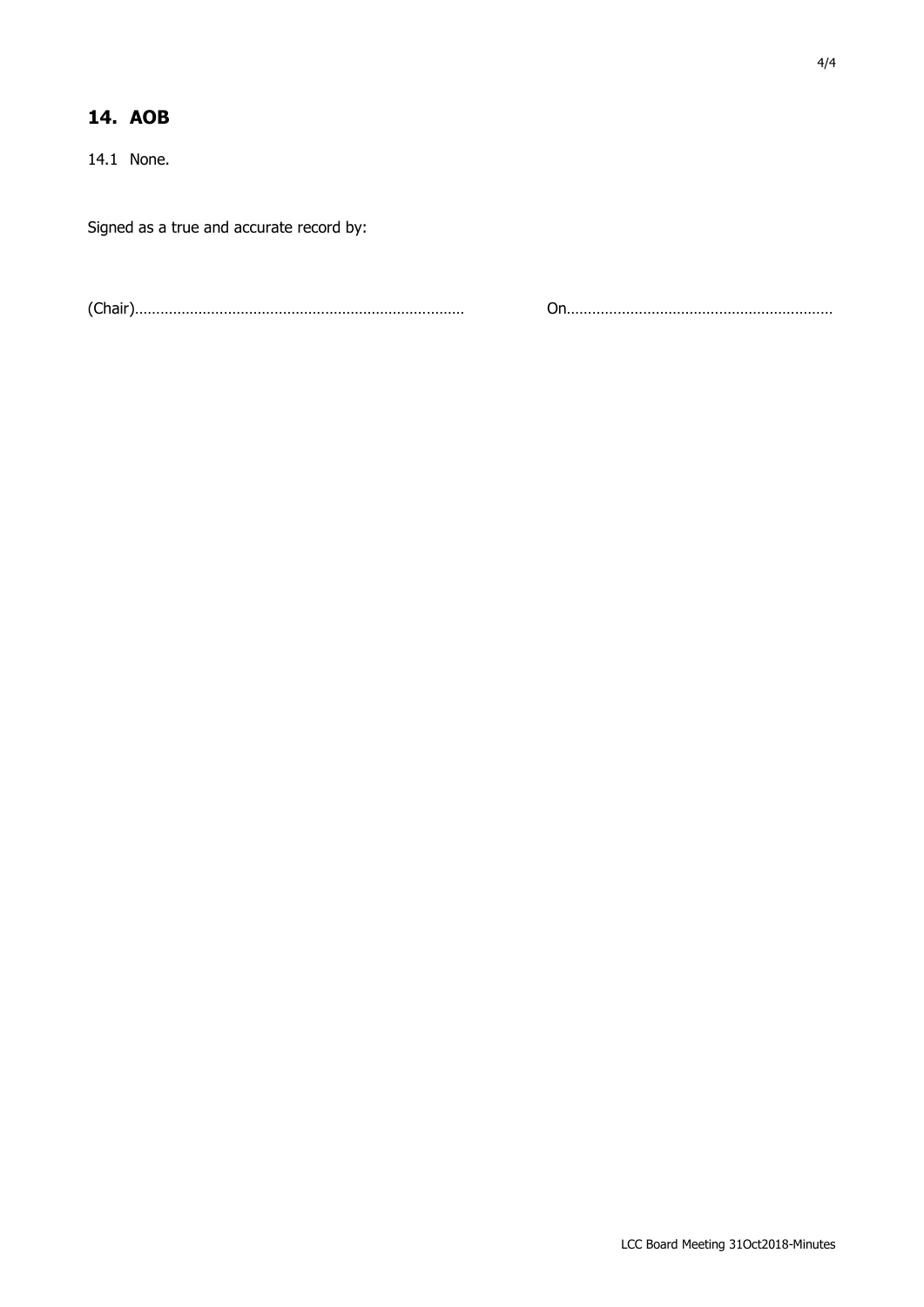## 14. AOB

14.1 None.

Signed as a true and accurate record by:

(Chair)…………………………………………………………………… On………………………………………………………